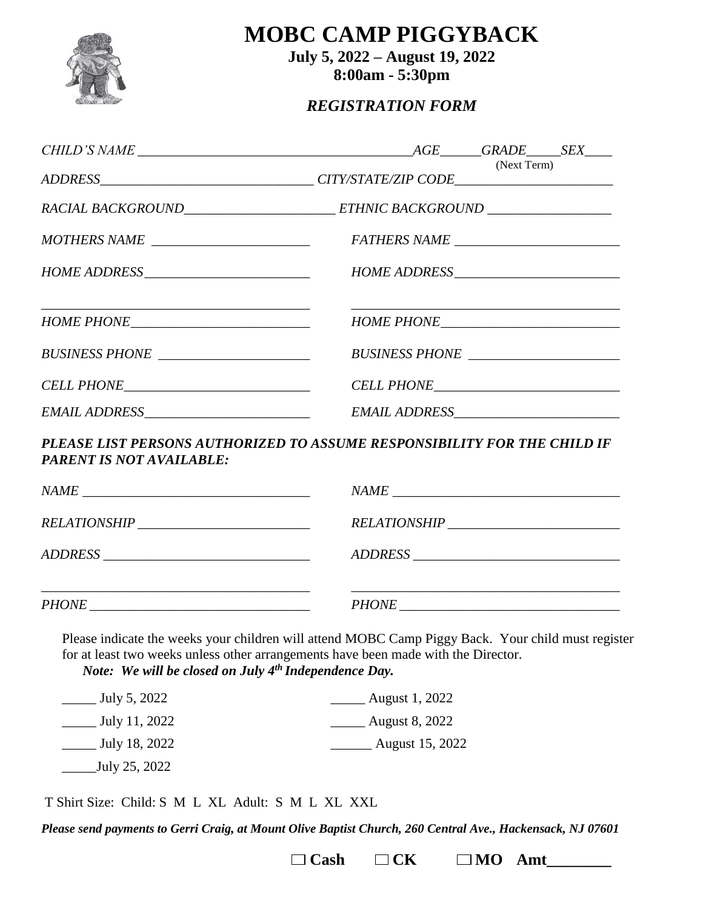# MOBC CAMP PIGGYBACK

**July 5, 2022 – August 19, 2022**
**8:00am - 5:30pm**

***REGISTRATION FORM***

*CHILD'S NAME* ________________________________________ *AGE*______ *GRADE*_____ *SEX*____
(Next Term)

*ADDRESS*________________________________ *CITY/STATE/ZIP CODE*________________________

*RACIAL BACKGROUND*______________________ *ETHNIC BACKGROUND* __________________

| | |
|---|---|
| *MOTHERS NAME* _______________________ | *FATHERS NAME* ________________________ |
| *HOME ADDRESS*________________________ | *HOME ADDRESS*________________________ |
| ______________________________________ | ______________________________________ |
| *HOME PHONE*__________________________ | *HOME PHONE*__________________________ |
| *BUSINESS PHONE* ______________________ | *BUSINESS PHONE* ______________________ |
| *CELL PHONE*___________________________ | *CELL PHONE*___________________________ |
| *EMAIL ADDRESS*________________________ | *EMAIL ADDRESS*________________________ |

***PLEASE LIST PERSONS AUTHORIZED TO ASSUME RESPONSIBILITY FOR THE CHILD IF PARENT IS NOT AVAILABLE:***

| | |
|---|---|
| *NAME* _________________________________ | *NAME* _________________________________ |
| *RELATIONSHIP* _________________________ | *RELATIONSHIP* _________________________ |
| *ADDRESS* ______________________________ | *ADDRESS* ______________________________ |
| ______________________________________ | ______________________________________ |
| *PHONE* ________________________________ | *PHONE* ________________________________ |

Please indicate the weeks your children will attend MOBC Camp Piggy Back. Your child must register for at least two weeks unless other arrangements have been made with the Director.

***Note: We will be closed on July 4th Independence Day.***

| | |
|---|---|
| _____ July 5, 2022 | _____ August 1, 2022 |
| _____ July 11, 2022 | _____ August 8, 2022 |
| _____ July 18, 2022 | ______ August 15, 2022 |
| _____July 25, 2022 | |

T Shirt Size: Child: S M L XL Adult: S M L XL XXL

***Please send payments to Gerri Craig, at Mount Olive Baptist Church, 260 Central Ave., Hackensack, NJ 07601***

**☐ Cash ☐ CK ☐ MO Amt________**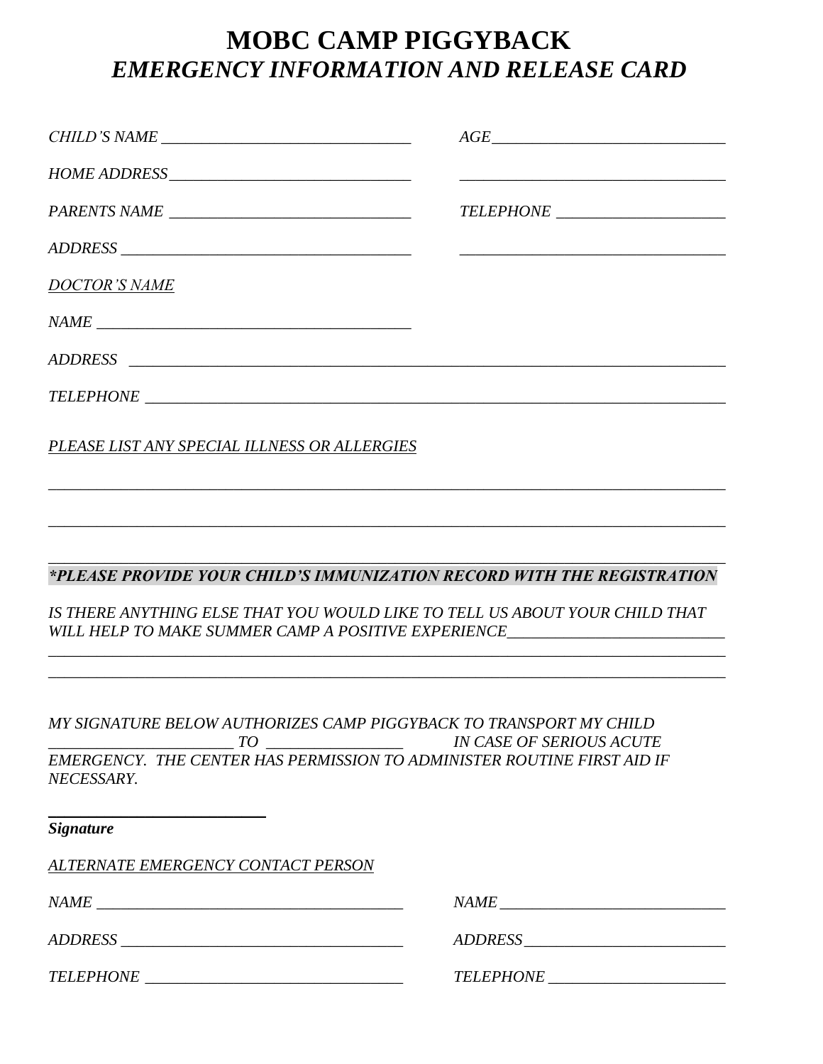# MOBC CAMP PIGGYBACK

## *EMERGENCY INFORMATION AND RELEASE CARD*

*CHILD'S NAME* _______________________________ *AGE*_____________________________

*HOME ADDRESS*______________________________ _________________________________

*PARENTS NAME* ______________________________ *TELEPHONE* _____________________

*ADDRESS* ___________________________________ _________________________________

*DOCTOR'S NAME*

*NAME* _______________________________________

*ADDRESS* ___________________________________________________________________________

*TELEPHONE* _________________________________________________________________________

*PLEASE LIST ANY SPECIAL ILLNESS OR ALLERGIES*

_____________________________________________________________________________________

_____________________________________________________________________________________

_____________________________________________________________________________________

***PLEASE PROVIDE YOUR CHILD'S IMMUNIZATION RECORD WITH THE REGISTRATION***

*IS THERE ANYTHING ELSE THAT YOU WOULD LIKE TO TELL US ABOUT YOUR CHILD THAT WILL HELP TO MAKE SUMMER CAMP A POSITIVE EXPERIENCE*___________________________

_____________________________________________________________________________________

_____________________________________________________________________________________

*MY SIGNATURE BELOW AUTHORIZES CAMP PIGGYBACK TO TRANSPORT MY CHILD _______________________ TO _________________ IN CASE OF SERIOUS ACUTE EMERGENCY. THE CENTER HAS PERMISSION TO ADMINISTER ROUTINE FIRST AID IF NECESSARY.*

___________________________

***Signature***

*ALTERNATE EMERGENCY CONTACT PERSON*

*NAME* ______________________________________ *NAME* ____________________________

*ADDRESS* ___________________________________ *ADDRESS*_________________________

*TELEPHONE* ________________________________ *TELEPHONE* ______________________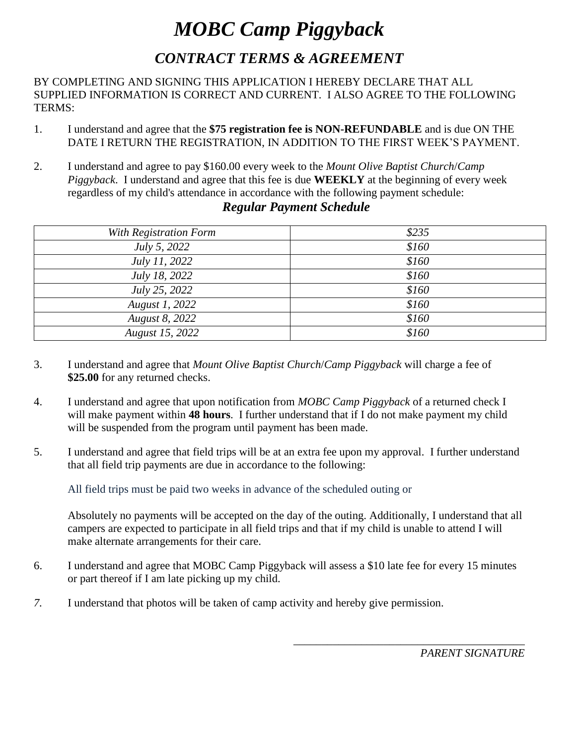# *MOBC Camp Piggyback*

## *CONTRACT TERMS & AGREEMENT*

BY COMPLETING AND SIGNING THIS APPLICATION I HEREBY DECLARE THAT ALL SUPPLIED INFORMATION IS CORRECT AND CURRENT. I ALSO AGREE TO THE FOLLOWING TERMS:

1. I understand and agree that the **$75 registration fee is NON-REFUNDABLE** and is due ON THE DATE I RETURN THE REGISTRATION, IN ADDITION TO THE FIRST WEEK'S PAYMENT.

2. I understand and agree to pay $160.00 every week to the *Mount Olive Baptist Church*/*Camp Piggyback*. I understand and agree that this fee is due **WEEKLY** at the beginning of every week regardless of my child's attendance in accordance with the following payment schedule:

### *Regular Payment Schedule*

| | |
|---|---|
| *With Registration Form* | *$235* |
| *July 5, 2022* | *$160* |
| *July 11, 2022* | *$160* |
| *July 18, 2022* | *$160* |
| *July 25, 2022* | *$160* |
| *August 1, 2022* | *$160* |
| *August 8, 2022* | *$160* |
| *August 15, 2022* | *$160* |

3. I understand and agree that *Mount Olive Baptist Church*/*Camp Piggyback* will charge a fee of **$25.00** for any returned checks.

4. I understand and agree that upon notification from *MOBC Camp Piggyback* of a returned check I will make payment within **48 hours**. I further understand that if I do not make payment my child will be suspended from the program until payment has been made.

5. I understand and agree that field trips will be at an extra fee upon my approval. I further understand that all field trip payments are due in accordance to the following:

   All field trips must be paid two weeks in advance of the scheduled outing or

   Absolutely no payments will be accepted on the day of the outing. Additionally, I understand that all campers are expected to participate in all field trips and that if my child is unable to attend I will make alternate arrangements for their care.

6. I understand and agree that MOBC Camp Piggyback will assess a $10 late fee for every 15 minutes or part thereof if I am late picking up my child.

7. I understand that photos will be taken of camp activity and hereby give permission.

\_\_\_\_\_\_\_\_\_\_\_\_\_\_\_\_\_\_\_\_\_\_\_\_\_\_\_\_\_\_\_\_\_\_\_\_\_\_\_\_

*PARENT SIGNATURE*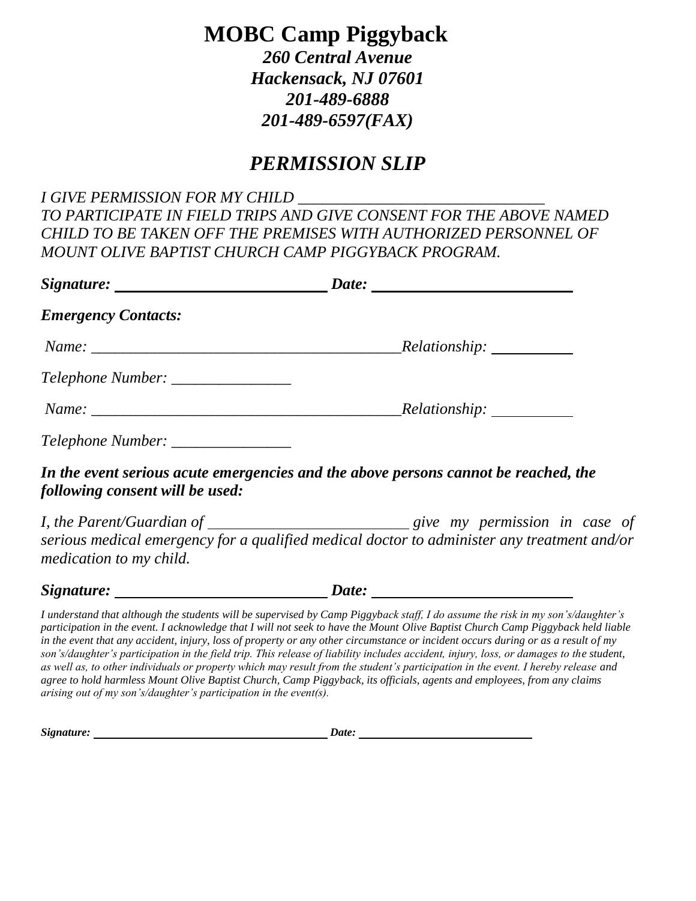# MOBC Camp Piggyback

***260 Central Avenue***
***Hackensack, NJ 07601***
***201-489-6888***
***201-489-6597(FAX)***

## *PERMISSION SLIP*

*I GIVE PERMISSION FOR MY CHILD \_\_\_\_\_\_\_\_\_\_\_\_\_\_\_\_\_\_\_\_\_\_\_\_\_\_\_\_\_\_\_ TO PARTICIPATE IN FIELD TRIPS AND GIVE CONSENT FOR THE ABOVE NAMED CHILD TO BE TAKEN OFF THE PREMISES WITH AUTHORIZED PERSONNEL OF MOUNT OLIVE BAPTIST CHURCH CAMP PIGGYBACK PROGRAM.*

***Signature:*** \_\_\_\_\_\_\_\_\_\_\_\_\_\_\_\_\_\_\_\_\_\_\_\_\_\_ ***Date:*** \_\_\_\_\_\_\_\_\_\_\_\_\_\_\_\_\_\_\_\_\_\_\_\_\_

***Emergency Contacts:***

*Name:* \_\_\_\_\_\_\_\_\_\_\_\_\_\_\_\_\_\_\_\_\_\_\_\_\_\_\_\_\_\_\_\_\_\_\_\_\_\_\_*Relationship:* \_\_\_\_\_\_\_\_\_\_

*Telephone Number:* \_\_\_\_\_\_\_\_\_\_\_\_\_\_\_

*Name:* \_\_\_\_\_\_\_\_\_\_\_\_\_\_\_\_\_\_\_\_\_\_\_\_\_\_\_\_\_\_\_\_\_\_\_\_\_\_\_*Relationship:* \_\_\_\_\_\_\_\_\_\_

*Telephone Number:* \_\_\_\_\_\_\_\_\_\_\_\_\_\_\_

***In the event serious acute emergencies and the above persons cannot be reached, the following consent will be used:***

*I, the Parent/Guardian of \_\_\_\_\_\_\_\_\_\_\_\_\_\_\_\_\_\_\_\_\_\_\_\_\_ give my permission in case of serious medical emergency for a qualified medical doctor to administer any treatment and/or medication to my child.*

***Signature:*** \_\_\_\_\_\_\_\_\_\_\_\_\_\_\_\_\_\_\_\_\_\_\_\_\_\_ ***Date:*** \_\_\_\_\_\_\_\_\_\_\_\_\_\_\_\_\_\_\_\_\_\_\_\_\_

*I understand that although the students will be supervised by Camp Piggyback staff, I do assume the risk in my son's/daughter's participation in the event. I acknowledge that I will not seek to have the Mount Olive Baptist Church Camp Piggyback held liable in the event that any accident, injury, loss of property or any other circumstance or incident occurs during or as a result of my son's/daughter's participation in the field trip. This release of liability includes accident, injury, loss, or damages to the student, as well as, to other individuals or property which may result from the student's participation in the event. I hereby release and agree to hold harmless Mount Olive Baptist Church, Camp Piggyback, its officials, agents and employees, from any claims arising out of my son's/daughter's participation in the event(s).*

***Signature:*** \_\_\_\_\_\_\_\_\_\_\_\_\_\_\_\_\_\_\_\_\_\_\_\_\_\_\_\_\_\_\_\_\_\_\_\_ ***Date:*** \_\_\_\_\_\_\_\_\_\_\_\_\_\_\_\_\_\_\_\_\_\_\_\_\_\_\_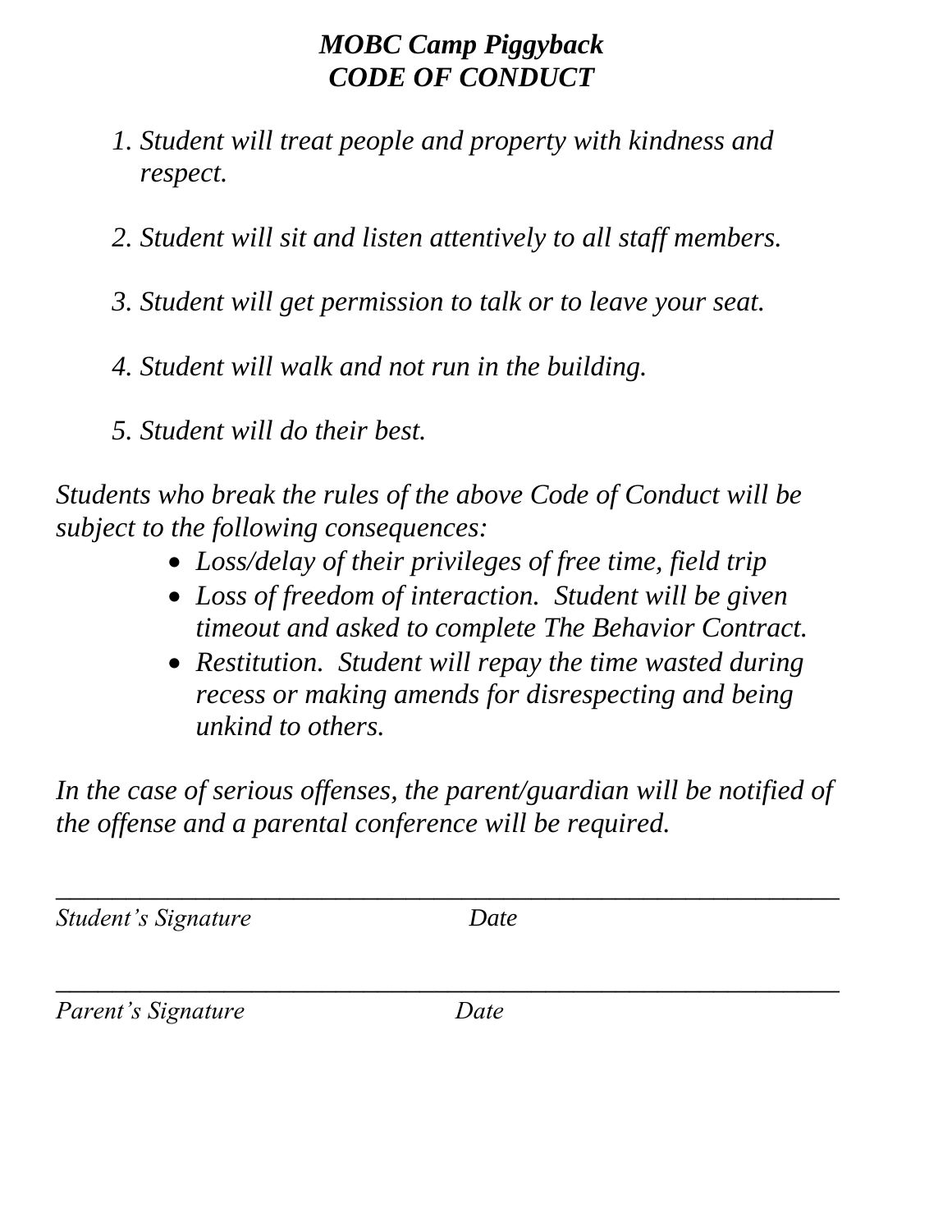# *MOBC Camp Piggyback*
# *CODE OF CONDUCT*

1. *Student will treat people and property with kindness and respect.*

2. *Student will sit and listen attentively to all staff members.*

3. *Student will get permission to talk or to leave your seat.*

4. *Student will walk and not run in the building.*

5. *Student will do their best.*

*Students who break the rules of the above Code of Conduct will be subject to the following consequences:*

- *Loss/delay of their privileges of free time, field trip*
- *Loss of freedom of interaction. Student will be given timeout and asked to complete The Behavior Contract.*
- *Restitution. Student will repay the time wasted during recess or making amends for disrespecting and being unkind to others.*

*In the case of serious offenses, the parent/guardian will be notified of the offense and a parental conference will be required.*

______________________________________________________________

*Student's Signature* *Date*

______________________________________________________________

*Parent's Signature* *Date*